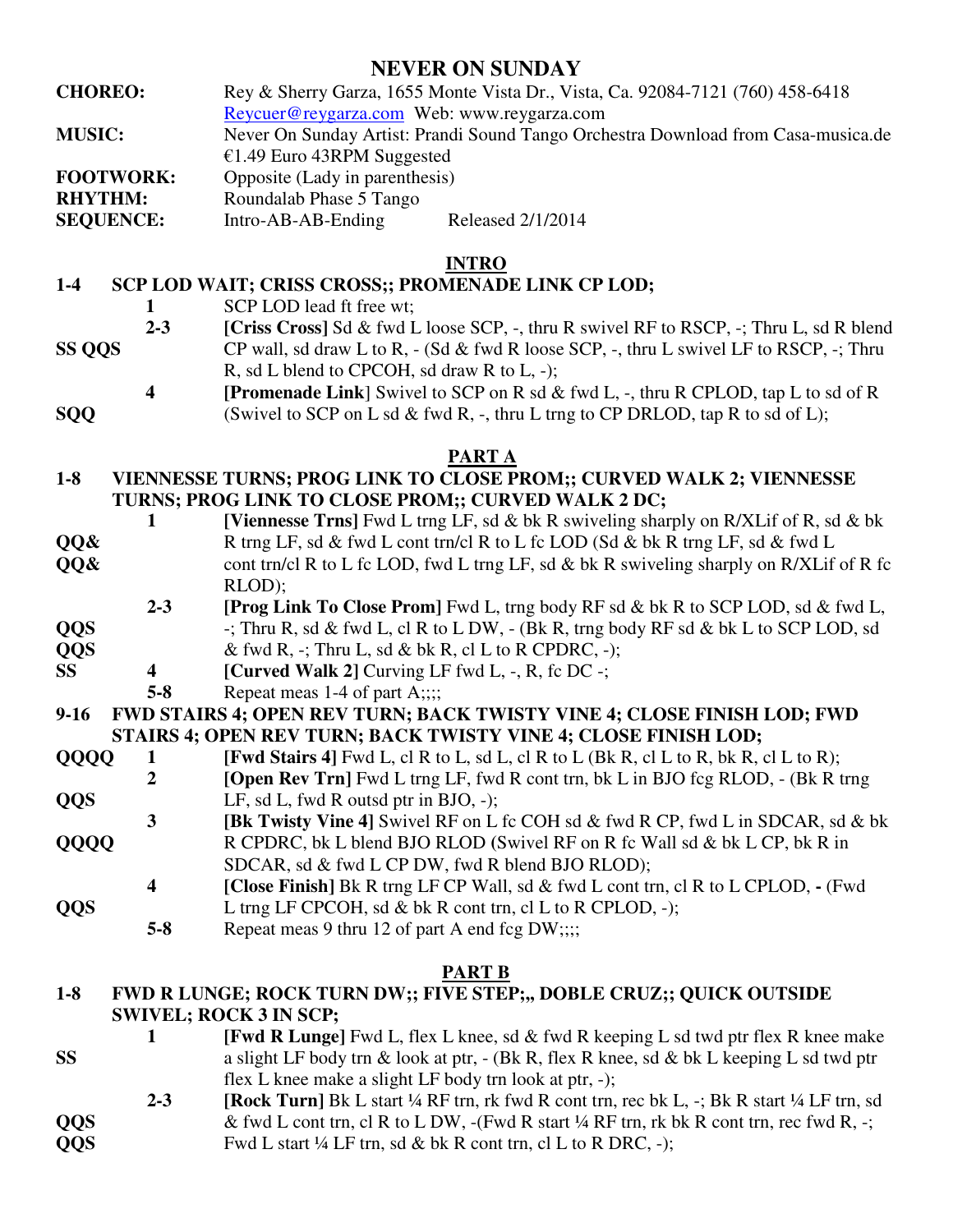# NEVER ON SUNDAY

**CHOREO:** Rey & Sherry Garza, 1655 Monte Vista Dr., Vista, Ca. 92084-7121 (760) 458-6418 Reycuer@reygarza.com Web: www.reygarza.com

**MUSIC:** Never On Sunday Artist: Prandi Sound Tango Orchestra Download from Casa-musica.de €1.49 Euro 43RPM Suggested

**FOOTWORK:** Opposite (Lady in parenthesis)

**RHYTHM:** Roundalab Phase 5 Tango

**SEQUENCE:** Intro-AB-AB-Ending  Released 2/1/2014

## INTRO

**1-4 SCP LOD WAIT; CRISS CROSS;; PROMENADE LINK CP LOD;**

1 — SCP LOD lead ft free wt;

SS QQS — 2-3 — **[Criss Cross]** Sd & fwd L loose SCP, -, thru R swivel RF to RSCP, -; Thru L, sd R blend CP wall, sd draw L to R, - (Sd & fwd R loose SCP, -, thru L swivel LF to RSCP, -; Thru R, sd L blend to CPCOH, sd draw R to L, -);

SQQ — 4 — **[Promenade Link]** Swivel to SCP on R sd & fwd L, -, thru R CPLOD, tap L to sd of R (Swivel to SCP on L sd & fwd R, -, thru L trng to CP DRLOD, tap R to sd of L);

## PART A

**1-8 VIENNESSE TURNS; PROG LINK TO CLOSE PROM;; CURVED WALK 2; VIENNESSE TURNS; PROG LINK TO CLOSE PROM;; CURVED WALK 2 DC;**

QQ& QQ& — 1 — **[Viennesse Trns]** Fwd L trng LF, sd & bk R swiveling sharply on R/XLif of R, sd & bk R trng LF, sd & fwd L cont trn/cl R to L fc LOD (Sd & bk R trng LF, sd & fwd L cont trn/cl R to L fc LOD, fwd L trng LF, sd & bk R swiveling sharply on R/XLif of R fc RLOD);

QQS QQS — 2-3 — **[Prog Link To Close Prom]** Fwd L, trng body RF sd & bk R to SCP LOD, sd & fwd L, -; Thru R, sd & fwd L, cl R to L DW, - (Bk R, trng body RF sd & bk L to SCP LOD, sd & fwd R, -; Thru L, sd & bk R, cl L to R CPDRC, -);

SS — 4 — **[Curved Walk 2]** Curving LF fwd L, -, R, fc DC -;

5-8 — Repeat meas 1-4 of part A;;;;

**9-16 FWD STAIRS 4; OPEN REV TURN; BACK TWISTY VINE 4; CLOSE FINISH LOD; FWD STAIRS 4; OPEN REV TURN; BACK TWISTY VINE 4; CLOSE FINISH LOD;**

QQQQ — 1 — **[Fwd Stairs 4]** Fwd L, cl R to L, sd L, cl R to L (Bk R, cl L to R, bk R, cl L to R);

QQS — 2 — **[Open Rev Trn]** Fwd L trng LF, fwd R cont trn, bk L in BJO fcg RLOD, - (Bk R trng LF, sd L, fwd R outsd ptr in BJO, -);

QQQQ — 3 — **[Bk Twisty Vine 4]** Swivel RF on L fc COH sd & fwd R CP, fwd L in SDCAR, sd & bk R CPDRC, bk L blend BJO RLOD (Swivel RF on R fc Wall sd & bk L CP, bk R in SDCAR, sd & fwd L CP DW, fwd R blend BJO RLOD);

QQS — 4 — **[Close Finish]** Bk R trng LF CP Wall, sd & fwd L cont trn, cl R to L CPLOD, - (Fwd L trng LF CPCOH, sd & bk R cont trn, cl L to R CPLOD, -);

5-8 — Repeat meas 9 thru 12 of part A end fcg DW;;;;

## PART B

**1-8 FWD R LUNGE; ROCK TURN DW;; FIVE STEP;,, DOBLE CRUZ;; QUICK OUTSIDE SWIVEL; ROCK 3 IN SCP;**

SS — 1 — **[Fwd R Lunge]** Fwd L, flex L knee, sd & fwd R keeping L sd twd ptr flex R knee make a slight LF body trn & look at ptr, - (Bk R, flex R knee, sd & bk L keeping L sd twd ptr flex L knee make a slight LF body trn look at ptr, -);

QQS QQS — 2-3 — **[Rock Turn]** Bk L start ¼ RF trn, rk fwd R cont trn, rec bk L, -; Bk R start ¼ LF trn, sd & fwd L cont trn, cl R to L DW, -(Fwd R start ¼ RF trn, rk bk R cont trn, rec fwd R, -; Fwd L start ¼ LF trn, sd & bk R cont trn, cl L to R DRC, -);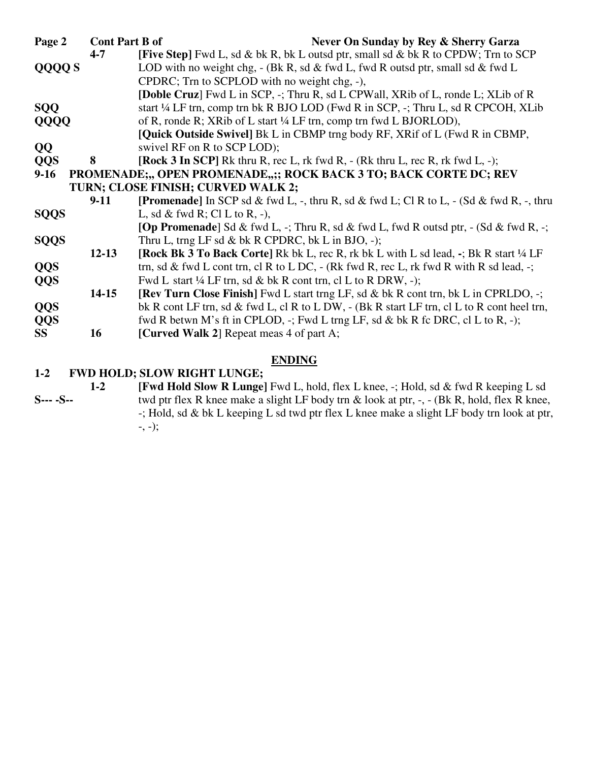**Cont Part B of** **Never On Sunday by Rey & Sherry Garza**

| | | |
|---|---|---|
| | **4-7** | **[Five Step]** Fwd L, sd & bk R, bk L outsd ptr, small sd & bk R to CPDW; Trn to SCP |
| **QQQQ S** | | LOD with no weight chg, - (Bk R, sd & fwd L, fwd R outsd ptr, small sd & fwd L CPDRC; Trn to SCPLOD with no weight chg, -), |
| | | **[Doble Cruz]** Fwd L in SCP, -; Thru R, sd L CPWall, XRib of L, ronde L; XLib of R |
| **SQQ** | | start ¼ LF trn, comp trn bk R BJO LOD (Fwd R in SCP, -; Thru L, sd R CPCOH, XLib |
| **QQQQ** | | of R, ronde R; XRib of L start ¼ LF trn, comp trn fwd L BJORLOD), |
| | | **[Quick Outside Swivel]** Bk L in CBMP trng body RF, XRif of L (Fwd R in CBMP, |
| **QQ** | | swivel RF on R to SCP LOD); |
| **QQS** | **8** | **[Rock 3 In SCP]** Rk thru R, rec L, rk fwd R, - (Rk thru L, rec R, rk fwd L, -); |

**9-16 PROMENADE;,, OPEN PROMENADE,,;; ROCK BACK 3 TO; BACK CORTE DC; REV TURN; CLOSE FINISH; CURVED WALK 2;**

| | | |
|---|---|---|
| | **9-11** | **[Promenade]** In SCP sd & fwd L, -, thru R, sd & fwd L; Cl R to L, - (Sd & fwd R, -, thru |
| **SQQS** | | L, sd & fwd R; Cl L to R, -), |
| | | **[Op Promenade]** Sd & fwd L, -; Thru R, sd & fwd L, fwd R outsd ptr, - (Sd & fwd R, -; |
| **SQQS** | | Thru L, trng LF sd & bk R CPDRC, bk L in BJO, -); |
| | **12-13** | **[Rock Bk 3 To Back Corte]** Rk bk L, rec R, rk bk L with L sd lead, -; Bk R start ¼ LF |
| **QQS** | | trn, sd & fwd L cont trn, cl R to L DC, - (Rk fwd R, rec L, rk fwd R with R sd lead, -; |
| **QQS** | | Fwd L start ¼ LF trn, sd & bk R cont trn, cl L to R DRW, -); |
| | **14-15** | **[Rev Turn Close Finish]** Fwd L start trng LF, sd & bk R cont trn, bk L in CPRLDO, -; |
| **QQS** | | bk R cont LF trn, sd & fwd L, cl R to L DW, - (Bk R start LF trn, cl L to R cont heel trn, |
| **QQS** | | fwd R betwn M's ft in CPLOD, -; Fwd L trng LF, sd & bk R fc DRC, cl L to R, -); |
| **SS** | **16** | **[Curved Walk 2]** Repeat meas 4 of part A; |

## ENDING

**1-2 FWD HOLD; SLOW RIGHT LUNGE;**

| | | |
|---|---|---|
| | **1-2** | **[Fwd Hold Slow R Lunge]** Fwd L, hold, flex L knee, -; Hold, sd & fwd R keeping L sd |
| **S--- -S--** | | twd ptr flex R knee make a slight LF body trn & look at ptr, -, - (Bk R, hold, flex R knee, -; Hold, sd & bk L keeping L sd twd ptr flex L knee make a slight LF body trn look at ptr, -, -); |